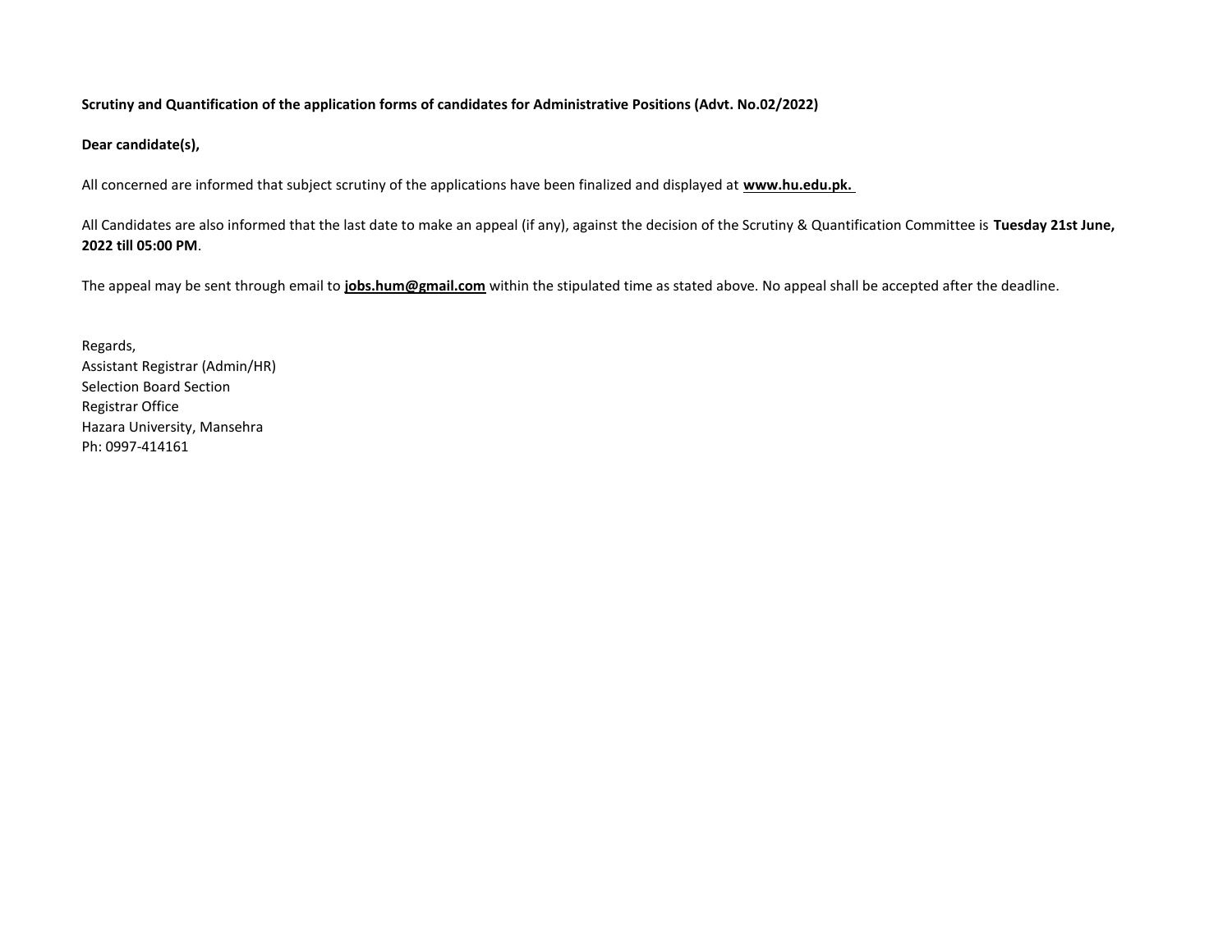**Scrutiny and Quantification of the application forms of candidates for Administrative Positions (Advt. No.02/2022)**

**Dear candidate(s),**

All concerned are informed that subject scrutiny of the applications have been finalized and displayed at **www.hu.edu.pk.**

All Candidates are also informed that the last date to make an appeal (if any), against the decision of the Scrutiny & Quantification Committee is **Tuesday 21st June, 2022 till 05:00 PM**.

The appeal may be sent through email to **jobs.hum@gmail.com** within the stipulated time as stated above. No appeal shall be accepted after the deadline.

Regards,  
Assistant Registrar (Admin/HR)  
Selection Board Section  
Registrar Office  
Hazara University, Mansehra  
Ph: 0997-414161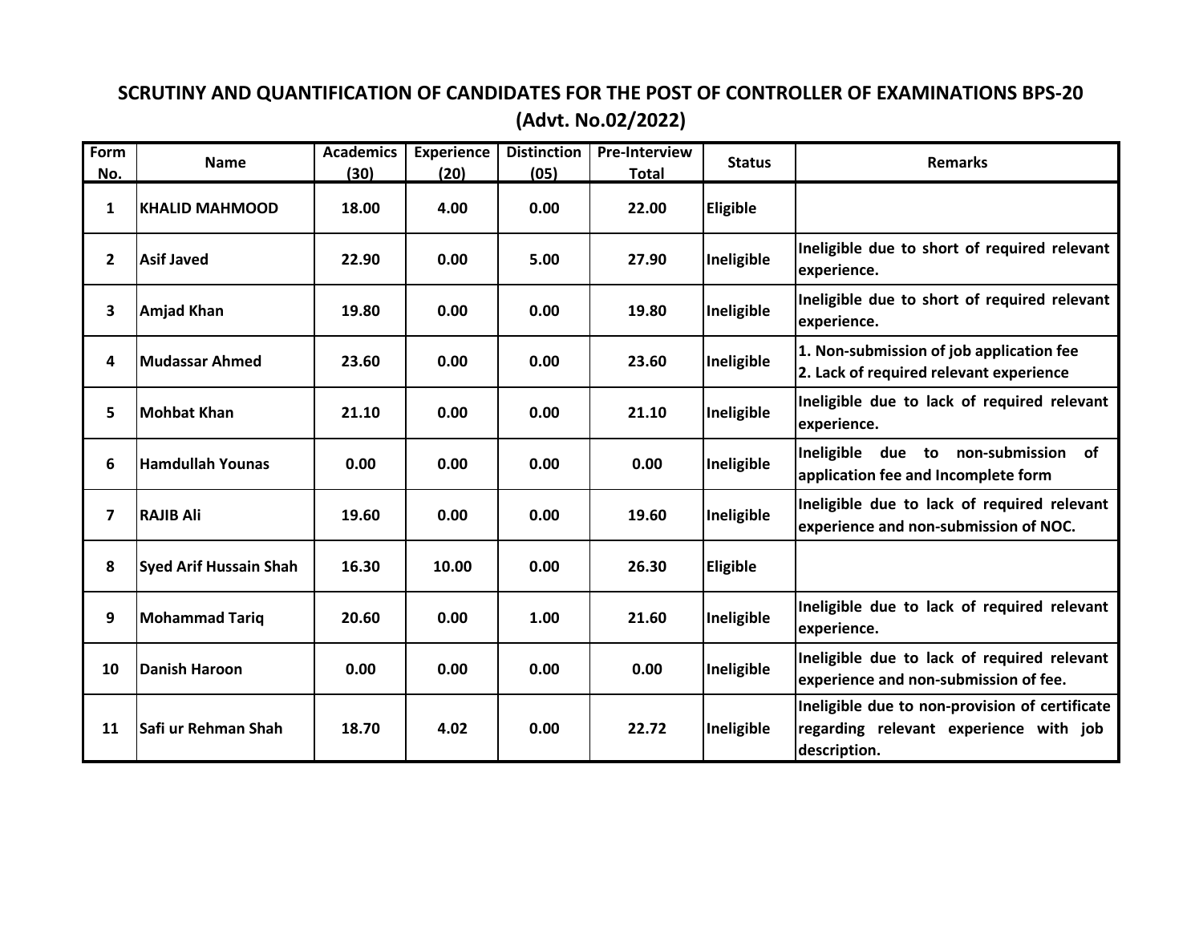# SCRUTINY AND QUANTIFICATION OF CANDIDATES FOR THE POST OF CONTROLLER OF EXAMINATIONS BPS-20

## (Advt. No.02/2022)

| Form No. | Name | Academics (30) | Experience (20) | Distinction (05) | Pre-Interview Total | Status | Remarks |
|---|---|---|---|---|---|---|---|
| 1 | KHALID MAHMOOD | 18.00 | 4.00 | 0.00 | 22.00 | Eligible | |
| 2 | Asif Javed | 22.90 | 0.00 | 5.00 | 27.90 | Ineligible | Ineligible due to short of required relevant experience. |
| 3 | Amjad Khan | 19.80 | 0.00 | 0.00 | 19.80 | Ineligible | Ineligible due to short of required relevant experience. |
| 4 | Mudassar Ahmed | 23.60 | 0.00 | 0.00 | 23.60 | Ineligible | 1. Non-submission of job application fee 2. Lack of required relevant experience |
| 5 | Mohbat Khan | 21.10 | 0.00 | 0.00 | 21.10 | Ineligible | Ineligible due to lack of required relevant experience. |
| 6 | Hamdullah Younas | 0.00 | 0.00 | 0.00 | 0.00 | Ineligible | Ineligible due to non-submission of application fee and Incomplete form |
| 7 | RAJIB Ali | 19.60 | 0.00 | 0.00 | 19.60 | Ineligible | Ineligible due to lack of required relevant experience and non-submission of NOC. |
| 8 | Syed Arif Hussain Shah | 16.30 | 10.00 | 0.00 | 26.30 | Eligible | |
| 9 | Mohammad Tariq | 20.60 | 0.00 | 1.00 | 21.60 | Ineligible | Ineligible due to lack of required relevant experience. |
| 10 | Danish Haroon | 0.00 | 0.00 | 0.00 | 0.00 | Ineligible | Ineligible due to lack of required relevant experience and non-submission of fee. |
| 11 | Safi ur Rehman Shah | 18.70 | 4.02 | 0.00 | 22.72 | Ineligible | Ineligible due to non-provision of certificate regarding relevant experience with job description. |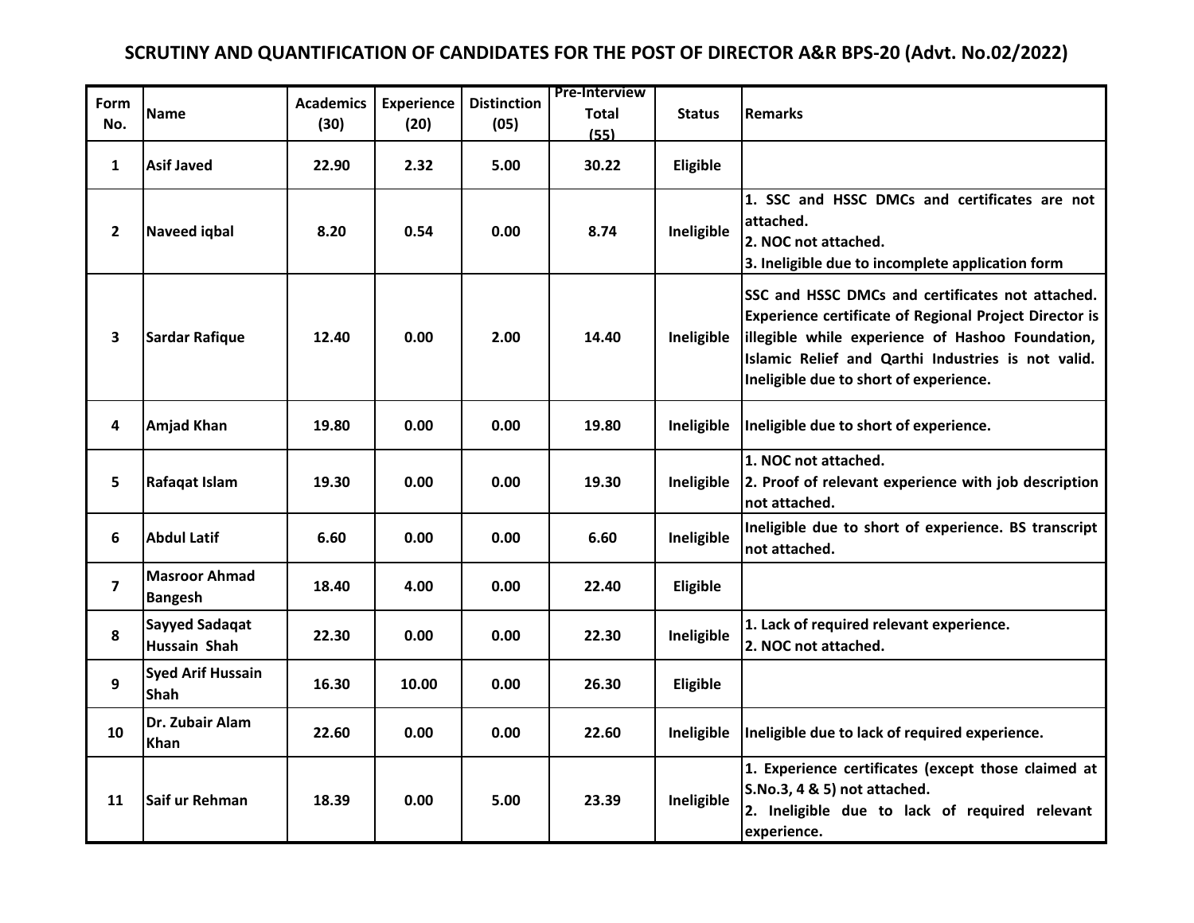# SCRUTINY AND QUANTIFICATION OF CANDIDATES FOR THE POST OF DIRECTOR A&R BPS-20 (Advt. No.02/2022)

| Form No. | Name | Academics (30) | Experience (20) | Distinction (05) | Pre-Interview Total (55) | Status | Remarks |
|---|---|---|---|---|---|---|---|
| 1 | Asif Javed | 22.90 | 2.32 | 5.00 | 30.22 | Eligible | |
| 2 | Naveed iqbal | 8.20 | 0.54 | 0.00 | 8.74 | Ineligible | 1. SSC and HSSC DMCs and certificates are not attached.<br>2. NOC not attached.<br>3. Ineligible due to incomplete application form |
| 3 | Sardar Rafique | 12.40 | 0.00 | 2.00 | 14.40 | Ineligible | SSC and HSSC DMCs and certificates not attached. Experience certificate of Regional Project Director is illegible while experience of Hashoo Foundation, Islamic Relief and Qarthi Industries is not valid. Ineligible due to short of experience. |
| 4 | Amjad Khan | 19.80 | 0.00 | 0.00 | 19.80 | Ineligible | Ineligible due to short of experience. |
| 5 | Rafaqat Islam | 19.30 | 0.00 | 0.00 | 19.30 | Ineligible | 1. NOC not attached.<br>2. Proof of relevant experience with job description not attached. |
| 6 | Abdul Latif | 6.60 | 0.00 | 0.00 | 6.60 | Ineligible | Ineligible due to short of experience. BS transcript not attached. |
| 7 | Masroor Ahmad Bangesh | 18.40 | 4.00 | 0.00 | 22.40 | Eligible | |
| 8 | Sayyed Sadaqat Hussain Shah | 22.30 | 0.00 | 0.00 | 22.30 | Ineligible | 1. Lack of required relevant experience.<br>2. NOC not attached. |
| 9 | Syed Arif Hussain Shah | 16.30 | 10.00 | 0.00 | 26.30 | Eligible | |
| 10 | Dr. Zubair Alam Khan | 22.60 | 0.00 | 0.00 | 22.60 | Ineligible | Ineligible due to lack of required experience. |
| 11 | Saif ur Rehman | 18.39 | 0.00 | 5.00 | 23.39 | Ineligible | 1. Experience certificates (except those claimed at S.No.3, 4 & 5) not attached.<br>2. Ineligible due to lack of required relevant experience. |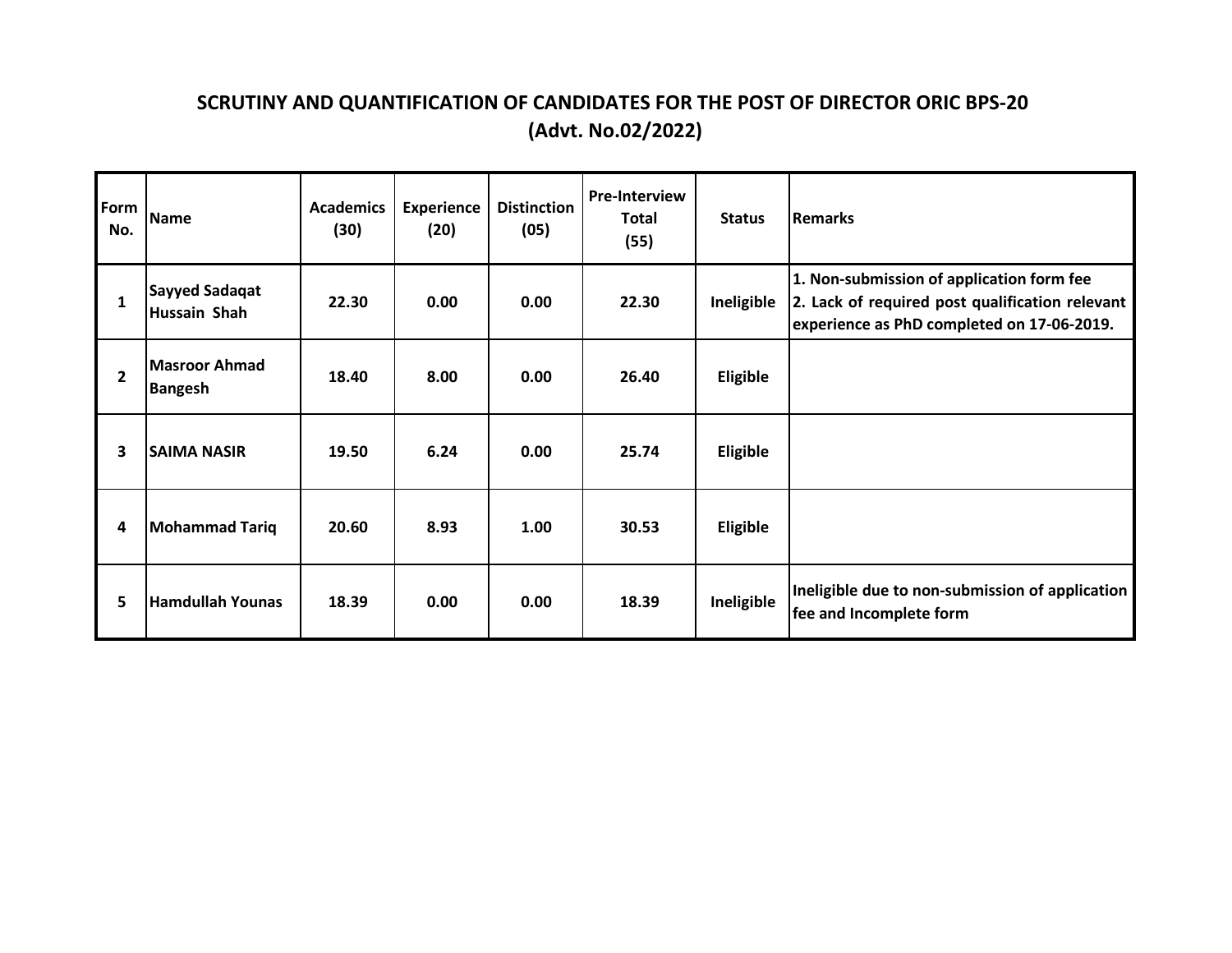## SCRUTINY AND QUANTIFICATION OF CANDIDATES FOR THE POST OF DIRECTOR ORIC BPS-20
## (Advt. No.02/2022)

| Form No. | Name | Academics (30) | Experience (20) | Distinction (05) | Pre-Interview Total (55) | Status | Remarks |
|---|---|---|---|---|---|---|---|
| 1 | Sayyed Sadaqat Hussain Shah | 22.30 | 0.00 | 0.00 | 22.30 | Ineligible | 1. Non-submission of application form fee<br>2. Lack of required post qualification relevant experience as PhD completed on 17-06-2019. |
| 2 | Masroor Ahmad Bangesh | 18.40 | 8.00 | 0.00 | 26.40 | Eligible | |
| 3 | SAIMA NASIR | 19.50 | 6.24 | 0.00 | 25.74 | Eligible | |
| 4 | Mohammad Tariq | 20.60 | 8.93 | 1.00 | 30.53 | Eligible | |
| 5 | Hamdullah Younas | 18.39 | 0.00 | 0.00 | 18.39 | Ineligible | Ineligible due to non-submission of application fee and Incomplete form |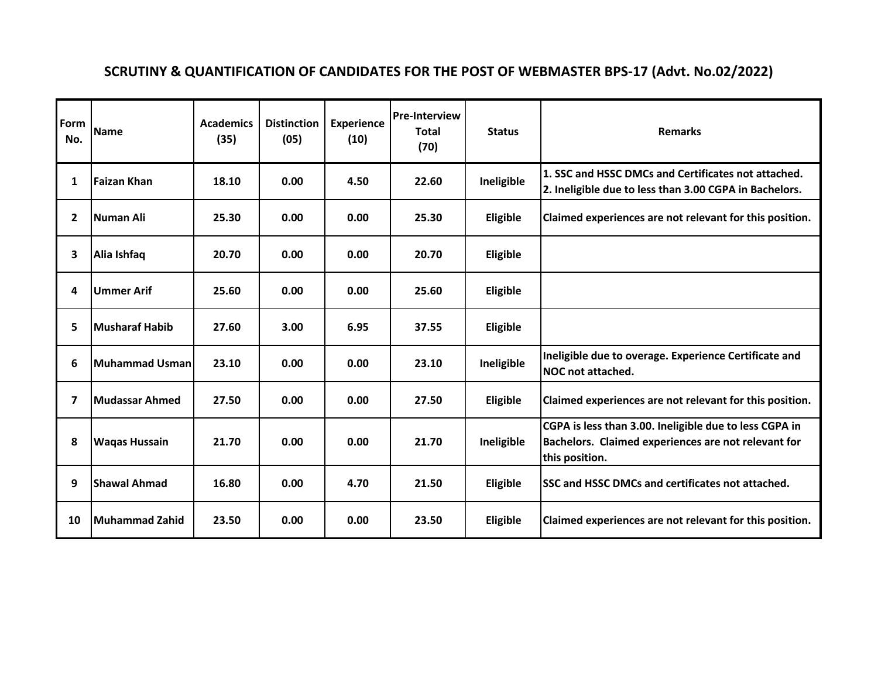# SCRUTINY & QUANTIFICATION OF CANDIDATES FOR THE POST OF WEBMASTER BPS-17 (Advt. No.02/2022)

| Form No. | Name | Academics (35) | Distinction (05) | Experience (10) | Pre-Interview Total (70) | Status | Remarks |
|---|---|---|---|---|---|---|---|
| 1 | Faizan Khan | 18.10 | 0.00 | 4.50 | 22.60 | Ineligible | 1. SSC and HSSC DMCs and Certificates not attached. 2. Ineligible due to less than 3.00 CGPA in Bachelors. |
| 2 | Numan Ali | 25.30 | 0.00 | 0.00 | 25.30 | Eligible | Claimed experiences are not relevant for this position. |
| 3 | Alia Ishfaq | 20.70 | 0.00 | 0.00 | 20.70 | Eligible | |
| 4 | Ummer Arif | 25.60 | 0.00 | 0.00 | 25.60 | Eligible | |
| 5 | Musharaf Habib | 27.60 | 3.00 | 6.95 | 37.55 | Eligible | |
| 6 | Muhammad Usman | 23.10 | 0.00 | 0.00 | 23.10 | Ineligible | Ineligible due to overage. Experience Certificate and NOC not attached. |
| 7 | Mudassar Ahmed | 27.50 | 0.00 | 0.00 | 27.50 | Eligible | Claimed experiences are not relevant for this position. |
| 8 | Waqas Hussain | 21.70 | 0.00 | 0.00 | 21.70 | Ineligible | CGPA is less than 3.00. Ineligible due to less CGPA in Bachelors. Claimed experiences are not relevant for this position. |
| 9 | Shawal Ahmad | 16.80 | 0.00 | 4.70 | 21.50 | Eligible | SSC and HSSC DMCs and certificates not attached. |
| 10 | Muhammad Zahid | 23.50 | 0.00 | 0.00 | 23.50 | Eligible | Claimed experiences are not relevant for this position. |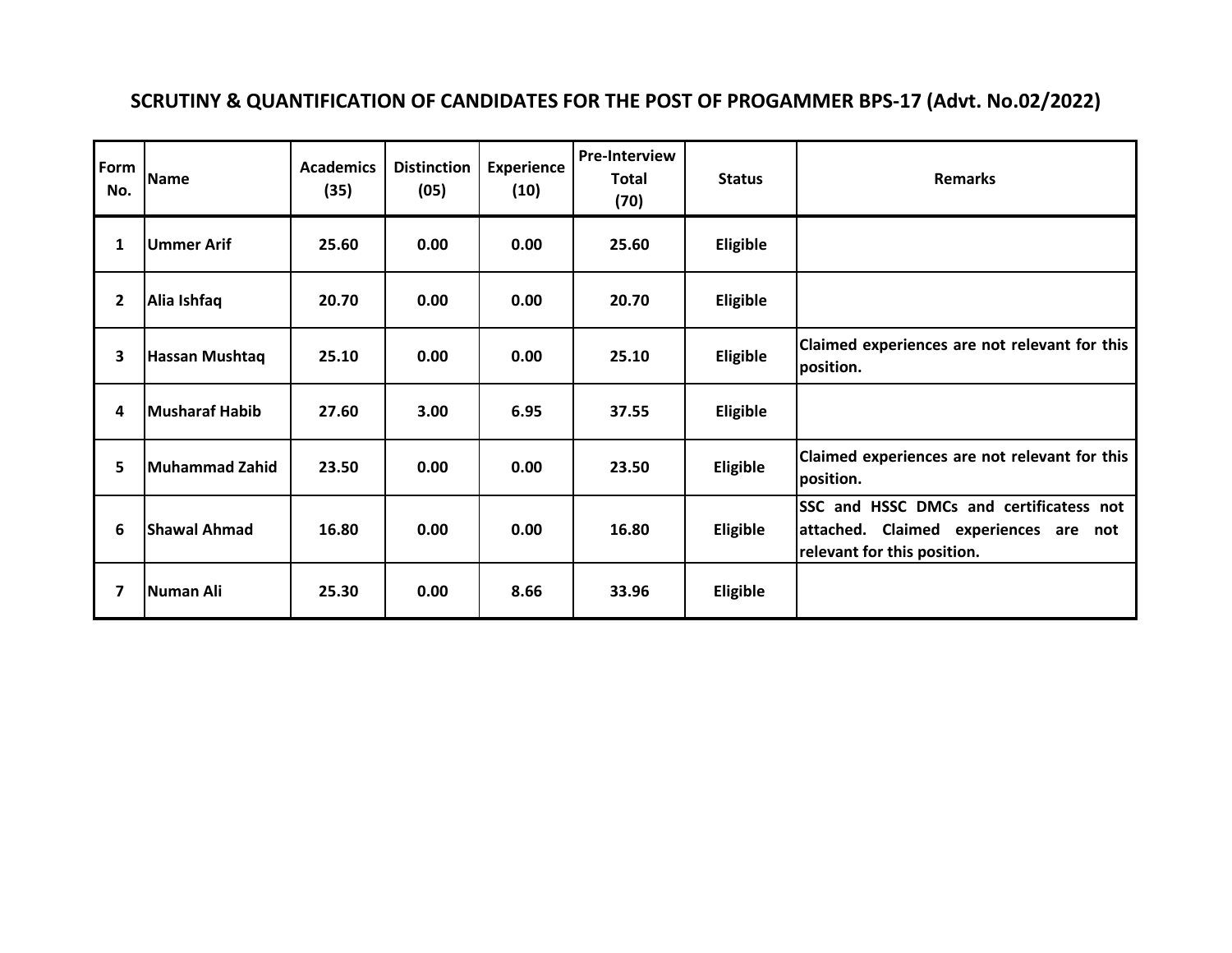# SCRUTINY & QUANTIFICATION OF CANDIDATES FOR THE POST OF PROGAMMER BPS-17 (Advt. No.02/2022)

| Form No. | Name | Academics (35) | Distinction (05) | Experience (10) | Pre-Interview Total (70) | Status | Remarks |
|---|---|---|---|---|---|---|---|
| 1 | Ummer Arif | 25.60 | 0.00 | 0.00 | 25.60 | Eligible | |
| 2 | Alia Ishfaq | 20.70 | 0.00 | 0.00 | 20.70 | Eligible | |
| 3 | Hassan Mushtaq | 25.10 | 0.00 | 0.00 | 25.10 | Eligible | Claimed experiences are not relevant for this position. |
| 4 | Musharaf Habib | 27.60 | 3.00 | 6.95 | 37.55 | Eligible | |
| 5 | Muhammad Zahid | 23.50 | 0.00 | 0.00 | 23.50 | Eligible | Claimed experiences are not relevant for this position. |
| 6 | Shawal Ahmad | 16.80 | 0.00 | 0.00 | 16.80 | Eligible | SSC and HSSC DMCs and certificatess not attached. Claimed experiences are not relevant for this position. |
| 7 | Numan Ali | 25.30 | 0.00 | 8.66 | 33.96 | Eligible | |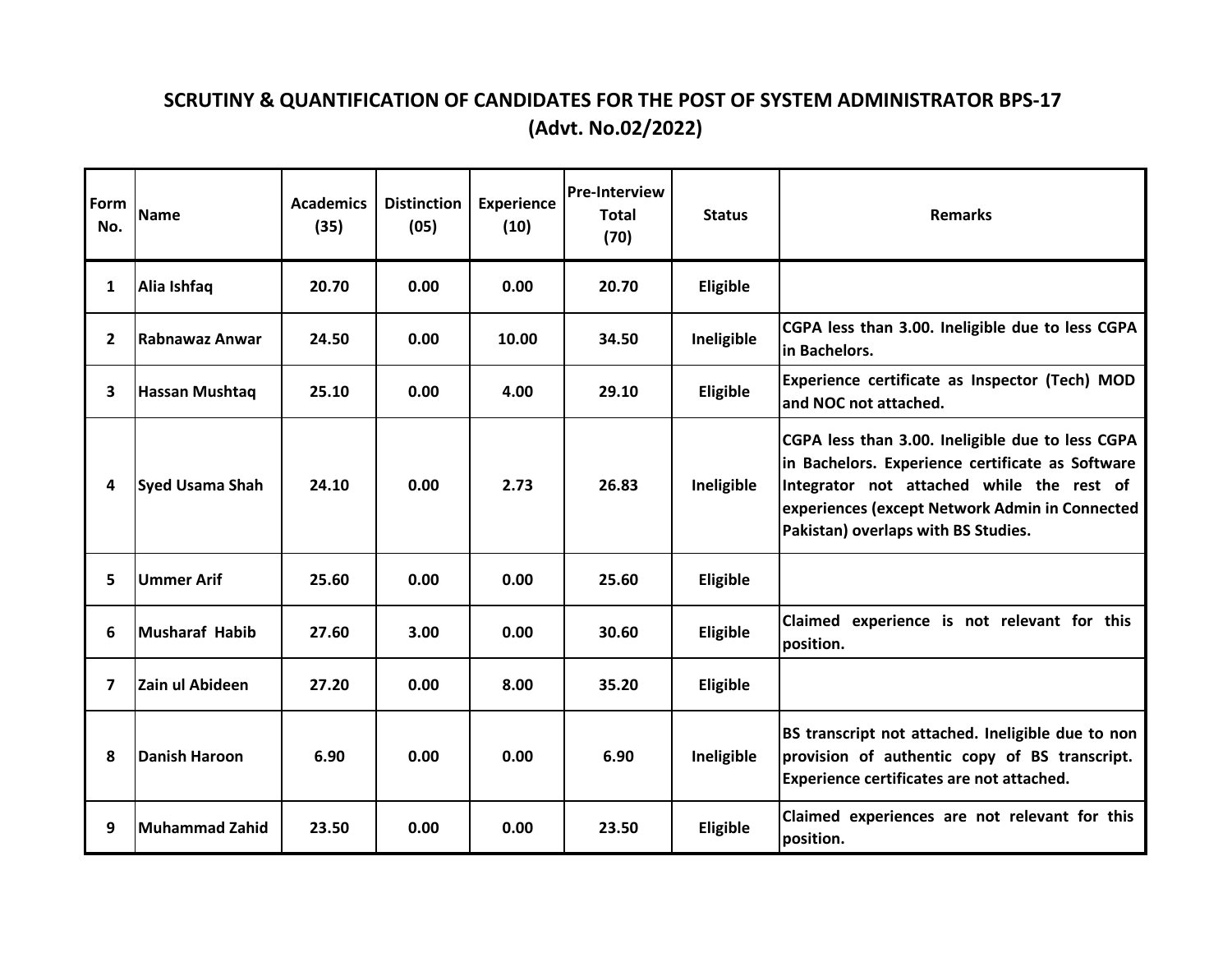# SCRUTINY & QUANTIFICATION OF CANDIDATES FOR THE POST OF SYSTEM ADMINISTRATOR BPS-17

## (Advt. No.02/2022)

| Form No. | Name | Academics (35) | Distinction (05) | Experience (10) | Pre-Interview Total (70) | Status | Remarks |
|---|---|---|---|---|---|---|---|
| 1 | Alia Ishfaq | 20.70 | 0.00 | 0.00 | 20.70 | Eligible | |
| 2 | Rabnawaz Anwar | 24.50 | 0.00 | 10.00 | 34.50 | Ineligible | CGPA less than 3.00. Ineligible due to less CGPA in Bachelors. |
| 3 | Hassan Mushtaq | 25.10 | 0.00 | 4.00 | 29.10 | Eligible | Experience certificate as Inspector (Tech) MOD and NOC not attached. |
| 4 | Syed Usama Shah | 24.10 | 0.00 | 2.73 | 26.83 | Ineligible | CGPA less than 3.00. Ineligible due to less CGPA in Bachelors. Experience certificate as Software Integrator not attached while the rest of experiences (except Network Admin in Connected Pakistan) overlaps with BS Studies. |
| 5 | Ummer Arif | 25.60 | 0.00 | 0.00 | 25.60 | Eligible | |
| 6 | Musharaf Habib | 27.60 | 3.00 | 0.00 | 30.60 | Eligible | Claimed experience is not relevant for this position. |
| 7 | Zain ul Abideen | 27.20 | 0.00 | 8.00 | 35.20 | Eligible | |
| 8 | Danish Haroon | 6.90 | 0.00 | 0.00 | 6.90 | Ineligible | BS transcript not attached. Ineligible due to non provision of authentic copy of BS transcript. Experience certificates are not attached. |
| 9 | Muhammad Zahid | 23.50 | 0.00 | 0.00 | 23.50 | Eligible | Claimed experiences are not relevant for this position. |